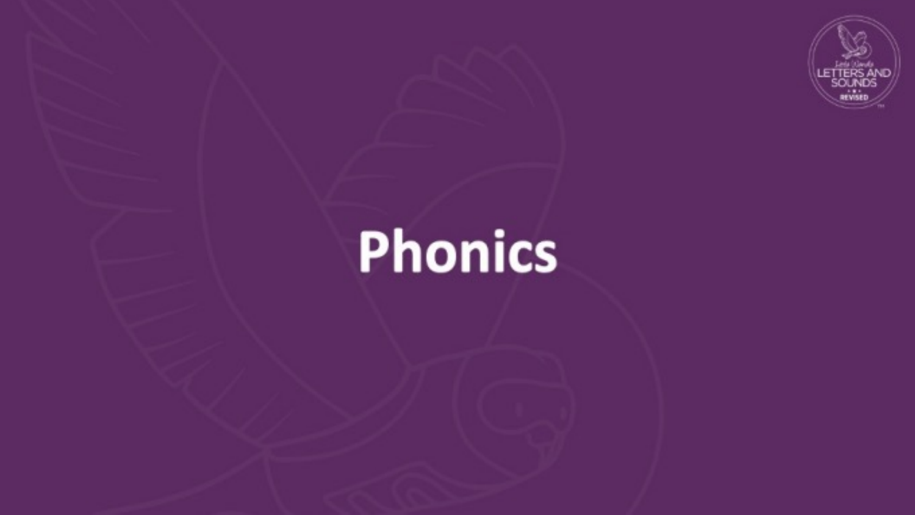# Phonics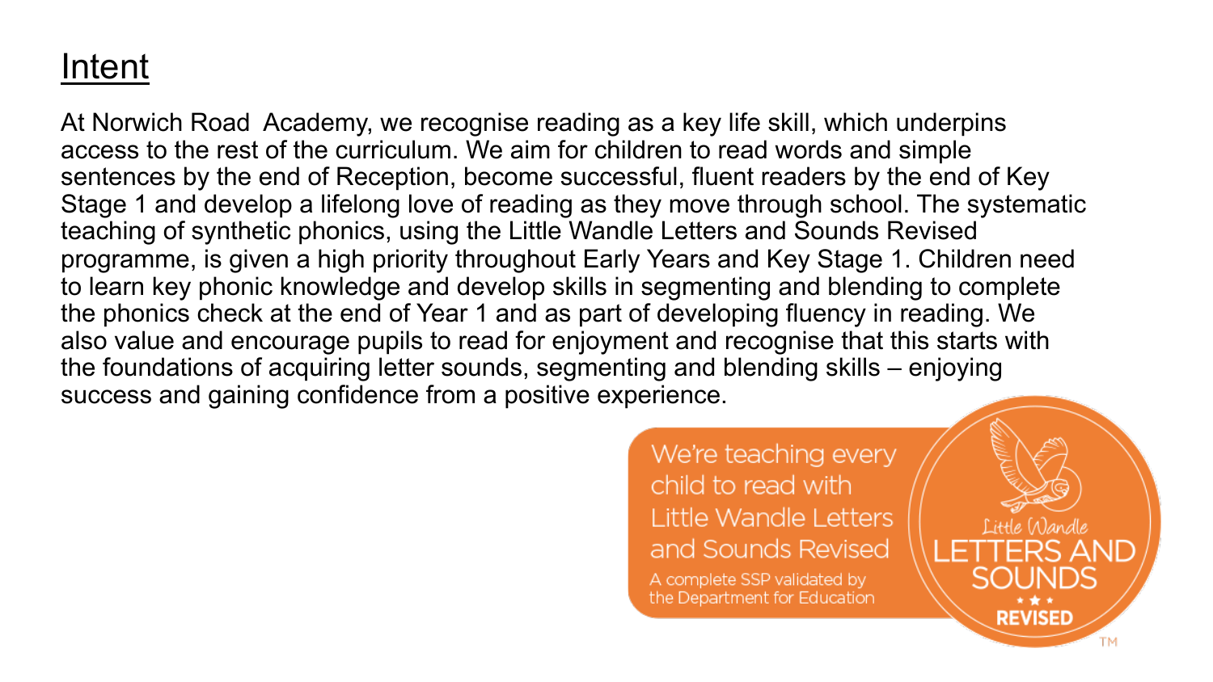## Intent

At Norwich Road  Academy, we recognise reading as a key life skill, which underpins access to the rest of the curriculum. We aim for children to read words and simple sentences by the end of Reception, become successful, fluent readers by the end of Key Stage 1 and develop a lifelong love of reading as they move through school. The systematic teaching of synthetic phonics, using the Little Wandle Letters and Sounds Revised programme, is given a high priority throughout Early Years and Key Stage 1. Children need to learn key phonic knowledge and develop skills in segmenting and blending to complete the phonics check at the end of Year 1 and as part of developing fluency in reading. We also value and encourage pupils to read for enjoyment and recognise that this starts with the foundations of acquiring letter sounds, segmenting and blending skills – enjoying success and gaining confidence from a positive experience.

We're teaching every child to read with Little Wandle Letters and Sounds Revised

A complete SSP validated by the Department for Education

Little Wandle LETTERS AND SOUNDS REVISED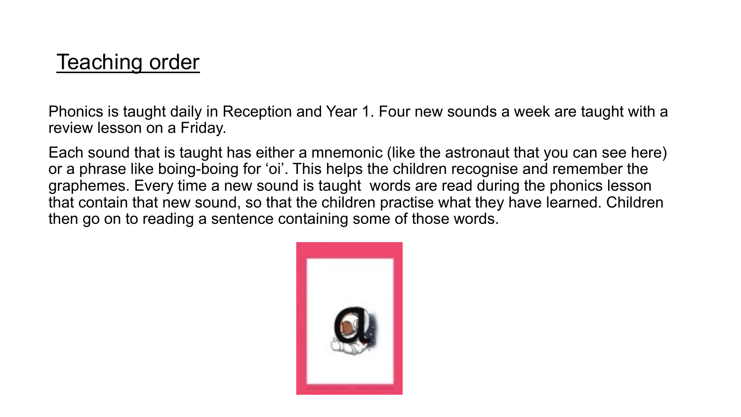# Teaching order

Phonics is taught daily in Reception and Year 1. Four new sounds a week are taught with a review lesson on a Friday.

Each sound that is taught has either a mnemonic (like the astronaut that you can see here) or a phrase like boing-boing for ‘oi’. This helps the children recognise and remember the graphemes. Every time a new sound is taught words are read during the phonics lesson that contain that new sound, so that the children practise what they have learned. Children then go on to reading a sentence containing some of those words.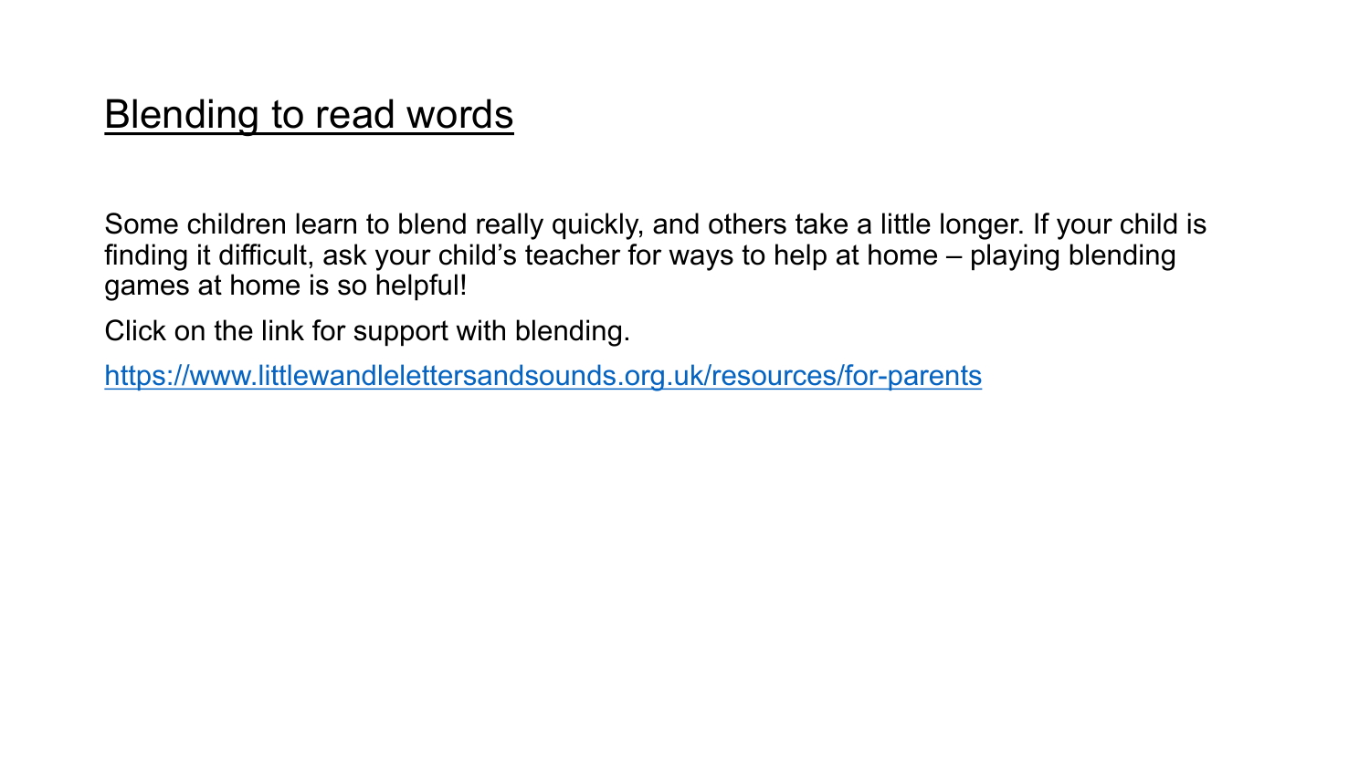# Blending to read words

Some children learn to blend really quickly, and others take a little longer. If your child is finding it difficult, ask your child's teacher for ways to help at home – playing blending games at home is so helpful!

Click on the link for support with blending.

https://www.littlewandlelettersandsounds.org.uk/resources/for-parents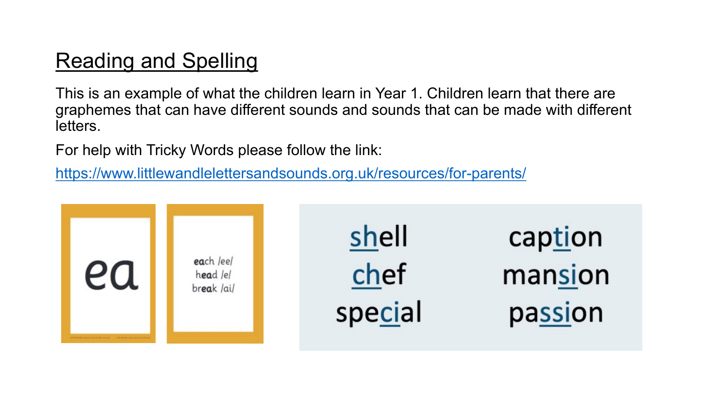# Reading and Spelling

This is an example of what the children learn in Year 1. Children learn that there are graphemes that can have different sounds and sounds that can be made with different letters.

For help with Tricky Words please follow the link:

https://www.littlewandlelettersandsounds.org.uk/resources/for-parents/

ea

each /ee/
head /e/
break /ai/

shell
chef
special

caption
mansion
passion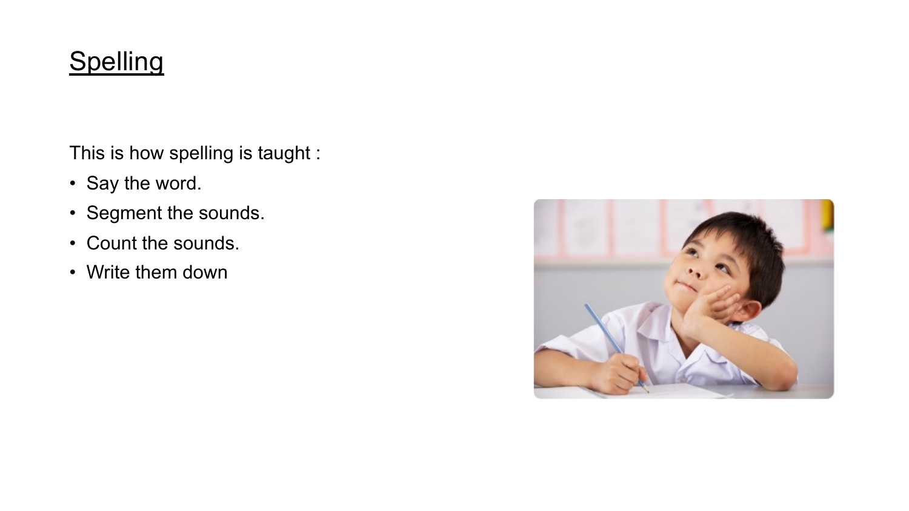# Spelling

This is how spelling is taught :

- Say the word.
- Segment the sounds.
- Count the sounds.
- Write them down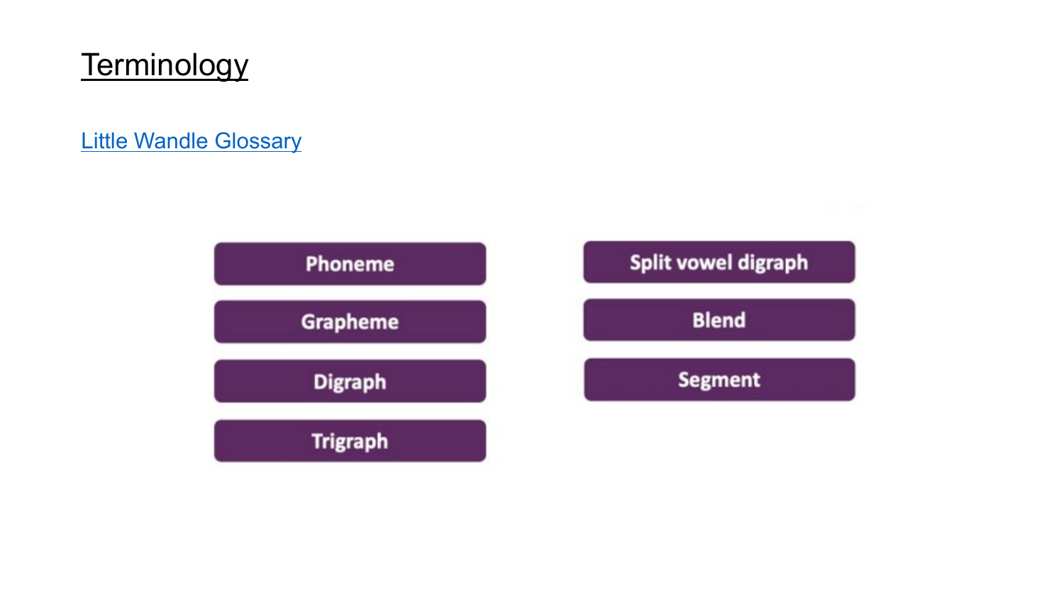# Terminology

Little Wandle Glossary

- Phoneme
- Grapheme
- Digraph
- Trigraph
- Split vowel digraph
- Blend
- Segment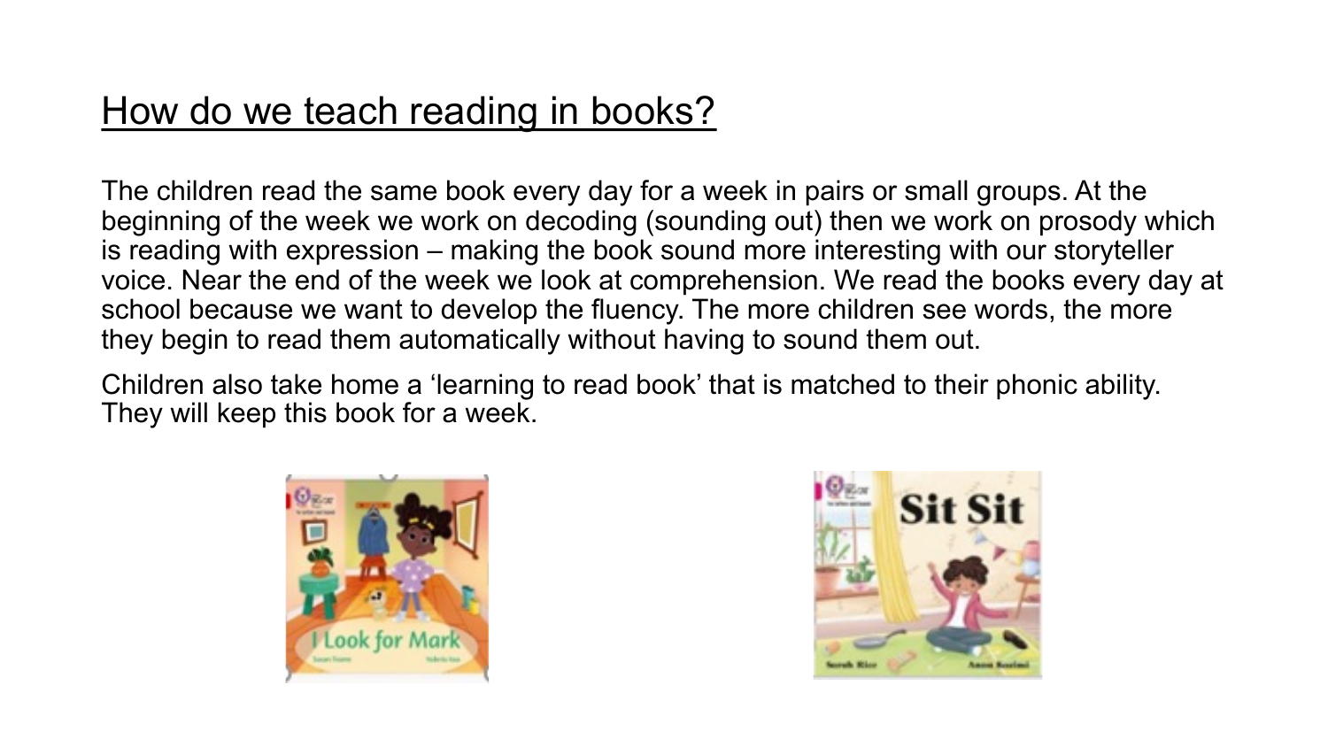# How do we teach reading in books?

The children read the same book every day for a week in pairs or small groups. At the beginning of the week we work on decoding (sounding out) then we work on prosody which is reading with expression – making the book sound more interesting with our storyteller voice. Near the end of the week we look at comprehension. We read the books every day at school because we want to develop the fluency. The more children see words, the more they begin to read them automatically without having to sound them out.

Children also take home a 'learning to read book' that is matched to their phonic ability. They will keep this book for a week.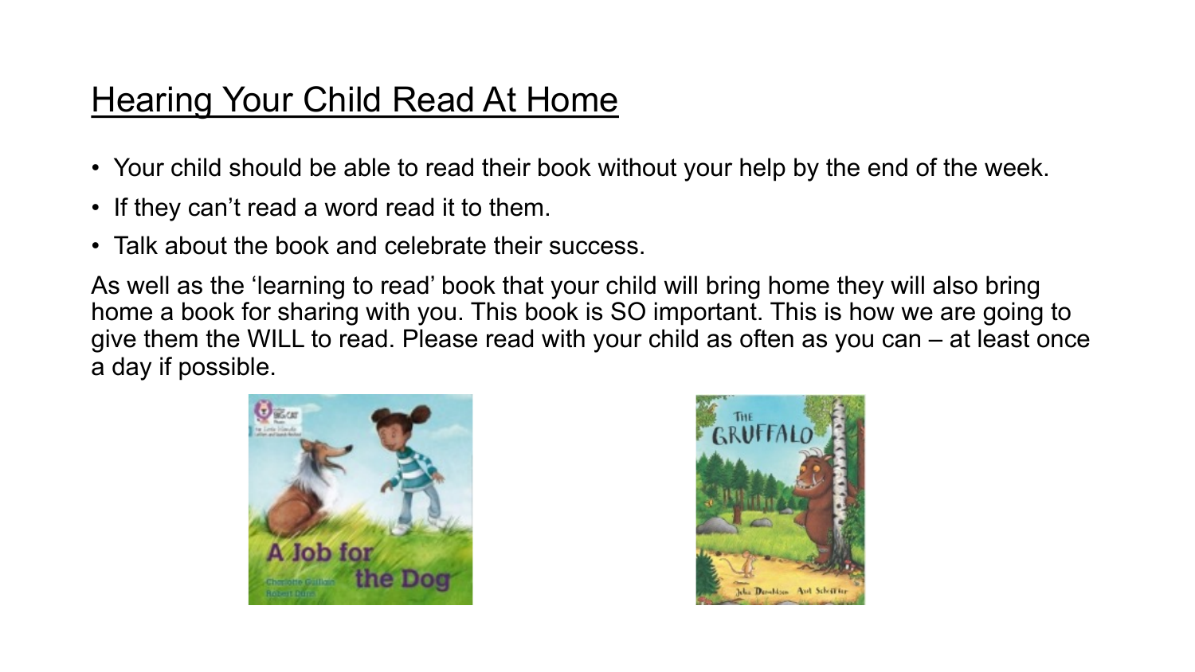# Hearing Your Child Read At Home

- Your child should be able to read their book without your help by the end of the week.
- If they can't read a word read it to them.
- Talk about the book and celebrate their success.

As well as the 'learning to read' book that your child will bring home they will also bring home a book for sharing with you. This book is SO important. This is how we are going to give them the WILL to read. Please read with your child as often as you can – at least once a day if possible.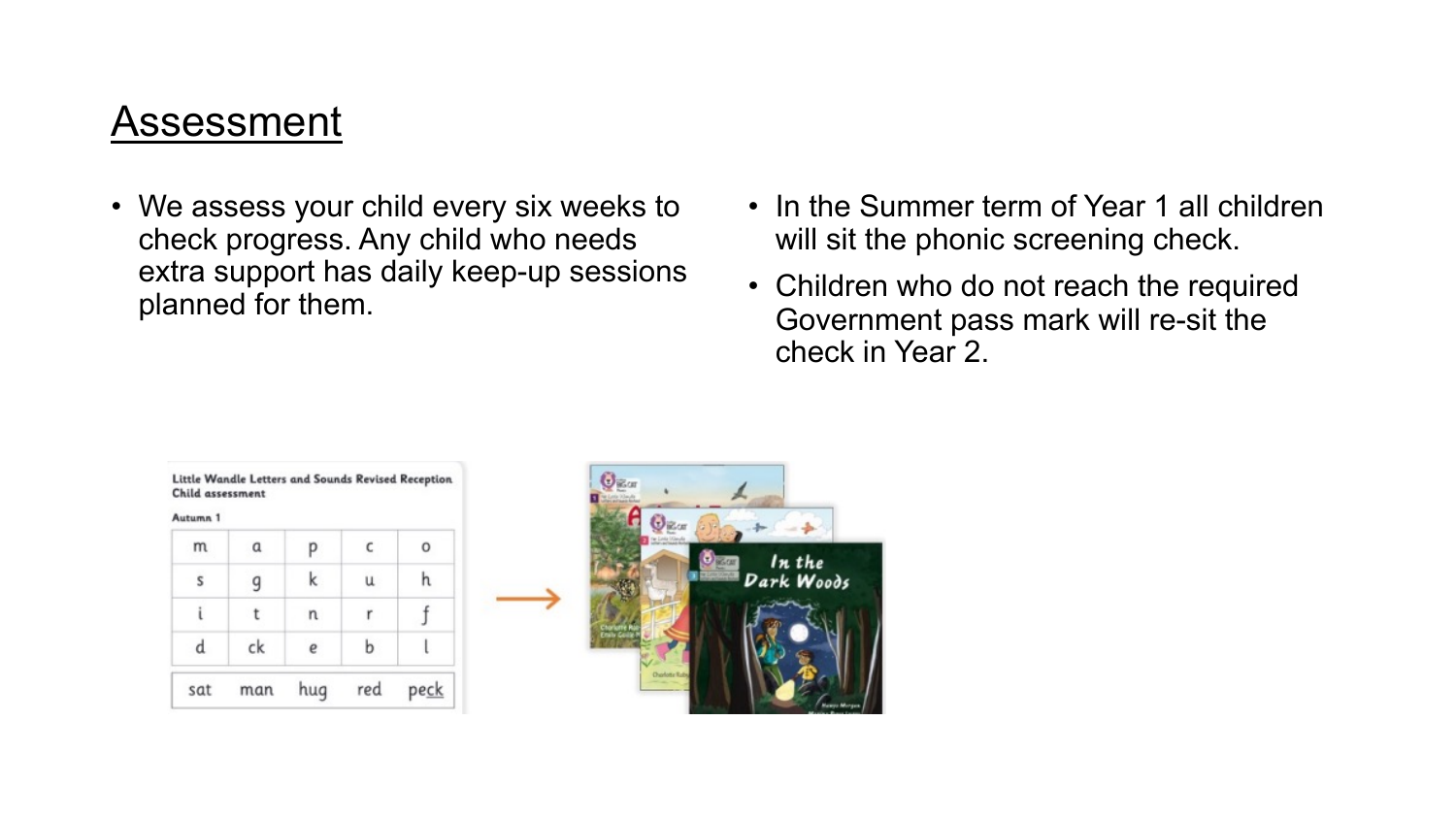## Assessment

- We assess your child every six weeks to check progress. Any child who needs extra support has daily keep-up sessions planned for them.

- In the Summer term of Year 1 all children will sit the phonic screening check.
- Children who do not reach the required Government pass mark will re-sit the check in Year 2.

Little Wandle Letters and Sounds Revised Reception Child assessment

Autumn 1

| m | a | p | c | o |
|---|---|---|---|---|
| s | g | k | u | h |
| i | t | n | r | f |
| d | ck | e | b | l |
| sat | man | hug | red | peck |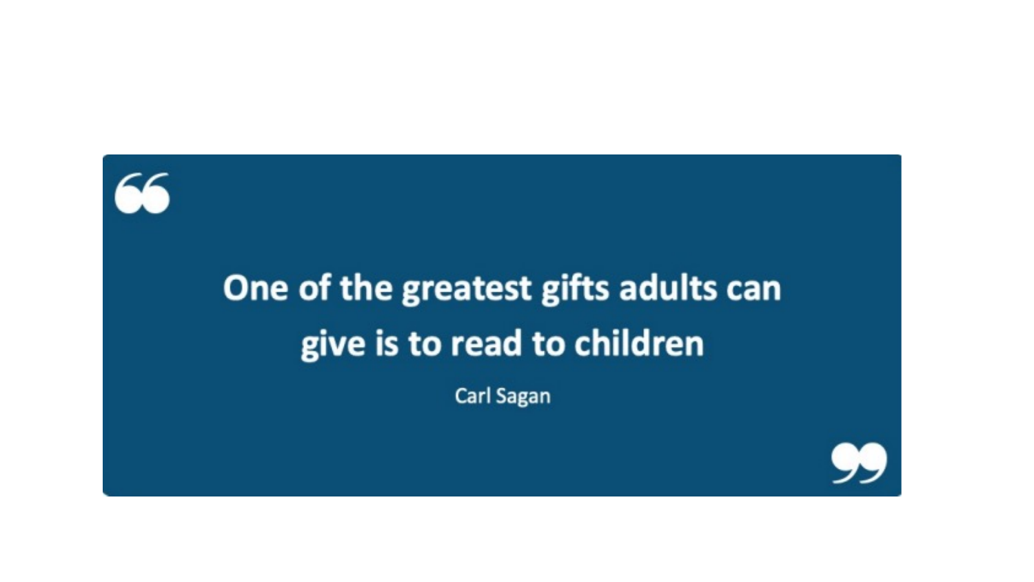> One of the greatest gifts adults can give is to read to children
>
> Carl Sagan